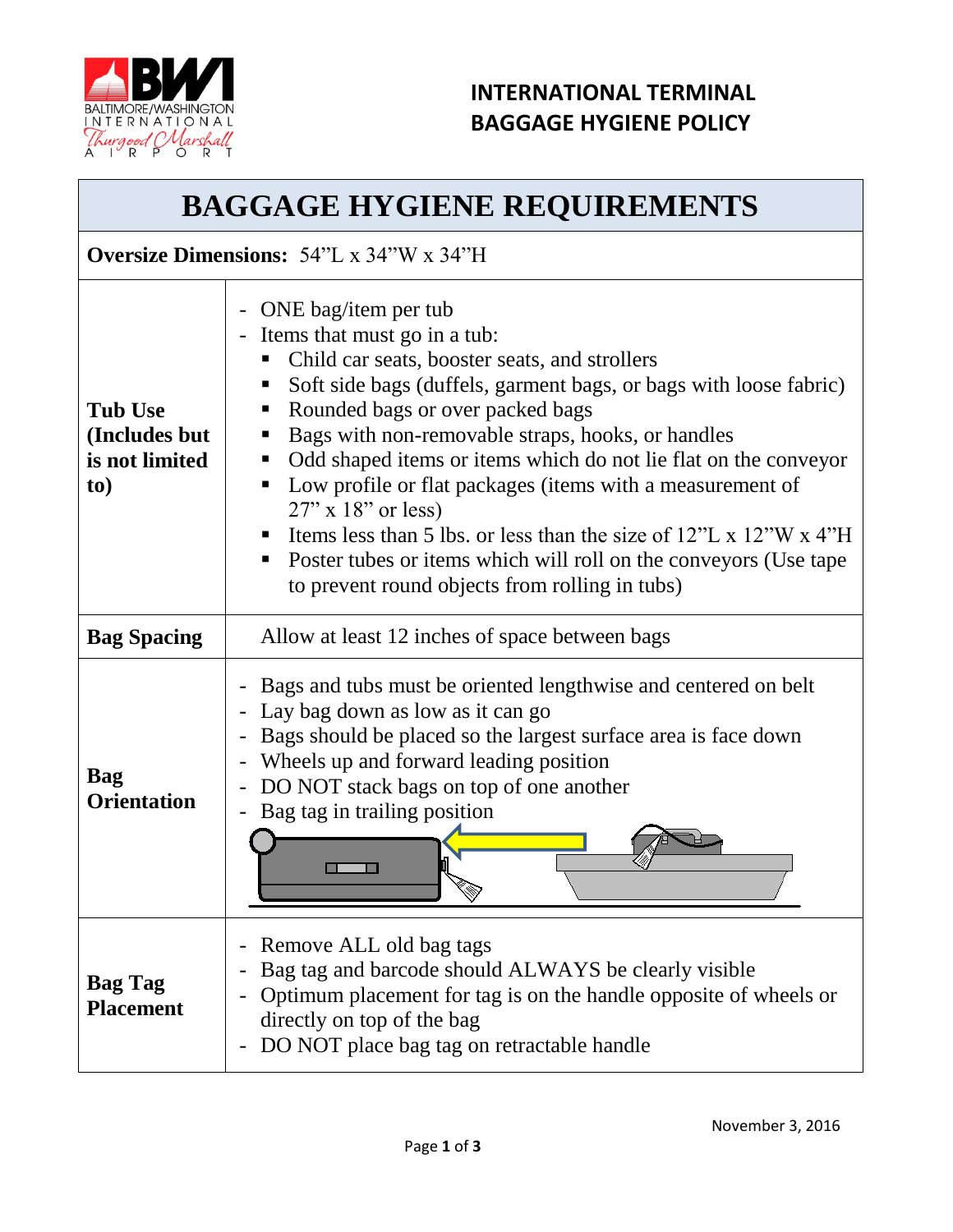# INTERNATIONAL TERMINAL BAGGAGE HYGIENE POLICY

## BAGGAGE HYGIENE REQUIREMENTS

**Oversize Dimensions:** 54"L x 34"W x 34"H

| | |
|---|---|
| **Tub Use (Includes but is not limited to)** | - ONE bag/item per tub<br>- Items that must go in a tub:<br>▪ Child car seats, booster seats, and strollers<br>▪ Soft side bags (duffels, garment bags, or bags with loose fabric)<br>▪ Rounded bags or over packed bags<br>▪ Bags with non-removable straps, hooks, or handles<br>▪ Odd shaped items or items which do not lie flat on the conveyor<br>▪ Low profile or flat packages (items with a measurement of 27" x 18" or less)<br>▪ Items less than 5 lbs. or less than the size of 12"L x 12"W x 4"H<br>▪ Poster tubes or items which will roll on the conveyors (Use tape to prevent round objects from rolling in tubs) |
| **Bag Spacing** | Allow at least 12 inches of space between bags |
| **Bag Orientation** | - Bags and tubs must be oriented lengthwise and centered on belt<br>- Lay bag down as low as it can go<br>- Bags should be placed so the largest surface area is face down<br>- Wheels up and forward leading position<br>- DO NOT stack bags on top of one another<br>- Bag tag in trailing position |
| **Bag Tag Placement** | - Remove ALL old bag tags<br>- Bag tag and barcode should ALWAYS be clearly visible<br>- Optimum placement for tag is on the handle opposite of wheels or directly on top of the bag<br>- DO NOT place bag tag on retractable handle |

November 3, 2016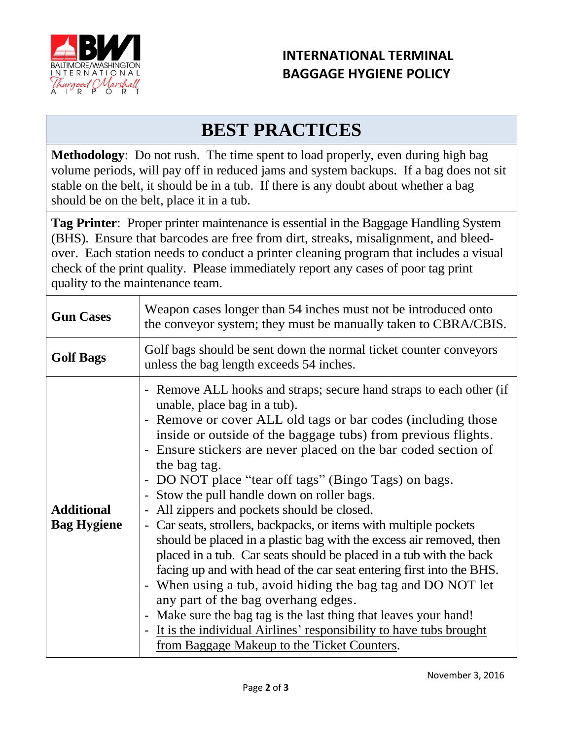## INTERNATIONAL TERMINAL BAGGAGE HYGIENE POLICY

# BEST PRACTICES

**Methodology**: Do not rush. The time spent to load properly, even during high bag volume periods, will pay off in reduced jams and system backups. If a bag does not sit stable on the belt, it should be in a tub. If there is any doubt about whether a bag should be on the belt, place it in a tub.

**Tag Printer**: Proper printer maintenance is essential in the Baggage Handling System (BHS). Ensure that barcodes are free from dirt, streaks, misalignment, and bleed-over. Each station needs to conduct a printer cleaning program that includes a visual check of the print quality. Please immediately report any cases of poor tag print quality to the maintenance team.

| | |
|---|---|
| **Gun Cases** | Weapon cases longer than 54 inches must not be introduced onto the conveyor system; they must be manually taken to CBRA/CBIS. |
| **Golf Bags** | Golf bags should be sent down the normal ticket counter conveyors unless the bag length exceeds 54 inches. |
| **Additional Bag Hygiene** | - Remove ALL hooks and straps; secure hand straps to each other (if unable, place bag in a tub).<br>- Remove or cover ALL old tags or bar codes (including those inside or outside of the baggage tubs) from previous flights.<br>- Ensure stickers are never placed on the bar coded section of the bag tag.<br>- DO NOT place "tear off tags" (Bingo Tags) on bags.<br>- Stow the pull handle down on roller bags.<br>- All zippers and pockets should be closed.<br>- Car seats, strollers, backpacks, or items with multiple pockets should be placed in a plastic bag with the excess air removed, then placed in a tub. Car seats should be placed in a tub with the back facing up and with head of the car seat entering first into the BHS.<br>- When using a tub, avoid hiding the bag tag and DO NOT let any part of the bag overhang edges.<br>- Make sure the bag tag is the last thing that leaves your hand!<br>- <u>It is the individual Airlines' responsibility to have tubs brought from Baggage Makeup to the Ticket Counters</u>. |

November 3, 2016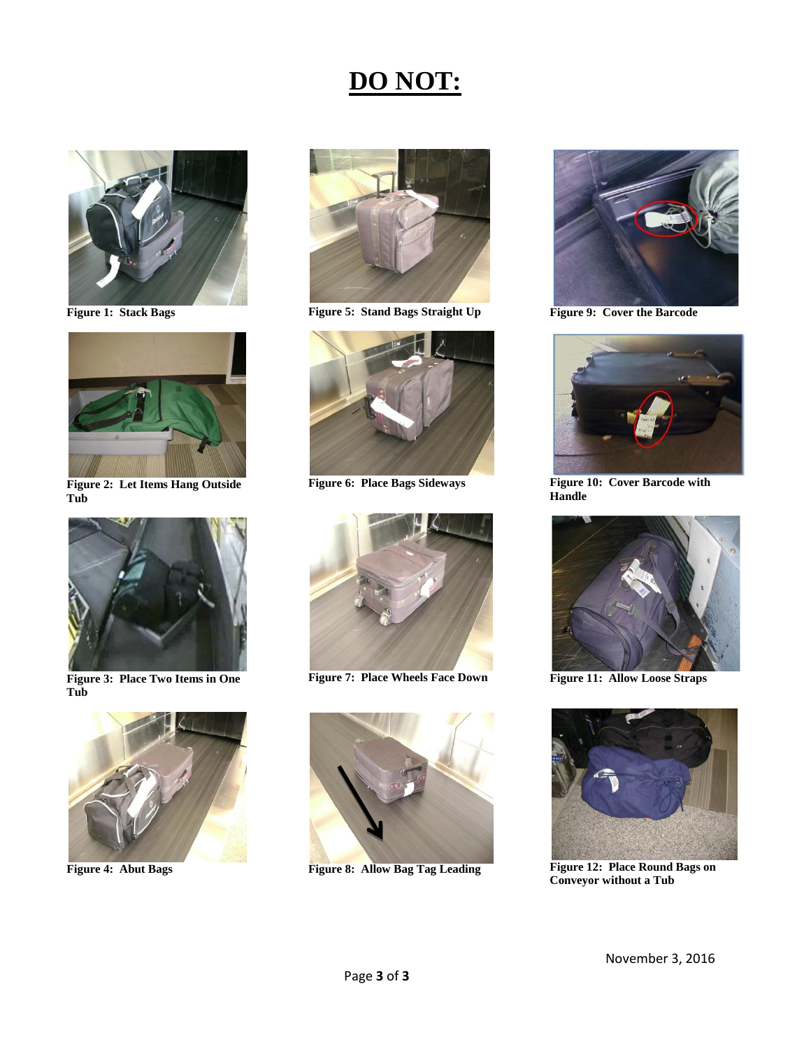# DO NOT:

**Figure 1: Stack Bags**

**Figure 2: Let Items Hang Outside Tub**

**Figure 3: Place Two Items in One Tub**

**Figure 4: Abut Bags**

**Figure 5: Stand Bags Straight Up**

**Figure 6: Place Bags Sideways**

**Figure 7: Place Wheels Face Down**

**Figure 8: Allow Bag Tag Leading**

**Figure 9: Cover the Barcode**

**Figure 10: Cover Barcode with Handle**

**Figure 11: Allow Loose Straps**

**Figure 12: Place Round Bags on Conveyor without a Tub**

November 3, 2016